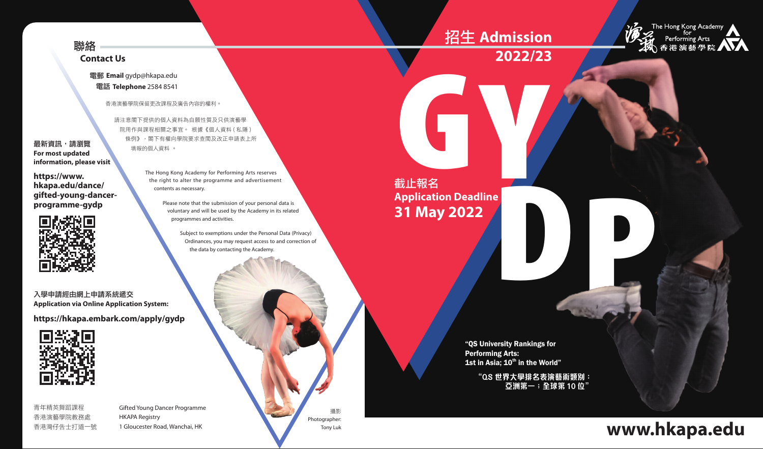## 聯絡
## Contact Us

電郵 **Email** gydp@hkapa.edu
電話 **Telephone** 2584 8541

香港演藝學院保留更改課程及廣告內容的權利。

請注意閣下提供的個人資料為自願性質及只供演藝學院用作與課程相關之事宜。根據《個人資料（私隱）條例》，閣下有權向學院要求查閱及改正申請表上所填報的個人資料。

The Hong Kong Academy for Performing Arts reserves the right to alter the programme and advertisement contents as necessary.

Please note that the submission of your personal data is voluntary and will be used by the Academy in its related programmes and activities.

Subject to exemptions under the Personal Data (Privacy) Ordinances, you may request access to and correction of the data by contacting the Academy.

**最新資訊，請瀏覽**
**For most updated information, please visit**

**https://www.hkapa.edu/dance/gifted-young-dancer-programme-gydp**

**入學申請經由網上申請系統遞交**
**Application via Online Application System:**

**https://hkapa.embark.com/apply/gydp**

青年精英舞蹈課程
香港演藝學院教務處
香港灣仔告士打道一號

Gifted Young Dancer Programme
HKAPA Registry
1 Gloucester Road, Wanchai, HK

攝影
Photographer:
Tony Luk

# 招生 Admission 2022/23

# GYDP

**截止報名**
**Application Deadline**
**31 May 2022**

The Hong Kong Academy for Performing Arts
香港演藝學院

**"QS University Rankings for Performing Arts: 1st in Asia; 10th in the World"**

**"QS 世界大學排名表演藝術類別：亞洲第一；全球第 10 位"**

**www.hkapa.edu**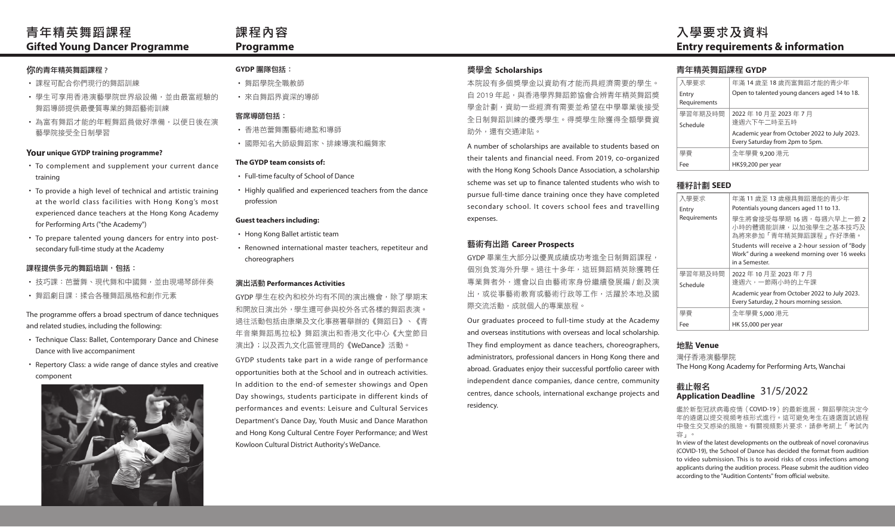# 青年精英舞蹈課程
## Gifted Young Dancer Programme

### 你的青年精英舞蹈課程？

- 課程可配合你們現行的舞蹈訓練
- 學生可享用香港演藝學院世界級設備，並由最富經驗的舞蹈導師提供最優質專業的舞蹈藝術訓練
- 為富有舞蹈才能的年輕舞蹈員做好準備，以便日後在演藝學院接受全日制學習

### Your unique GYDP training programme?

- To complement and supplement your current dance training
- To provide a high level of technical and artistic training at the world class facilities with Hong Kong's most experienced dance teachers at the Hong Kong Academy for Performing Arts ("the Academy")
- To prepare talented young dancers for entry into post-secondary full-time study at the Academy

### 課程提供多元的舞蹈培訓，包括：

- 技巧課：芭蕾舞、現代舞和中國舞，並由現場琴師伴奏
- 舞蹈劇目課：揉合各種舞蹈風格和創作元素

The programme offers a broad spectrum of dance techniques and related studies, including the following:

- Technique Class: Ballet, Contemporary Dance and Chinese Dance with live accompaniment
- Repertory Class: a wide range of dance styles and creative component

# 課程內容
## Programme

### GYDP 團隊包括：

- 舞蹈學院全職教師
- 來自舞蹈界資深的導師

### 客席導師包括：

- 香港芭蕾舞團藝術總監和導師
- 國際知名大師級舞蹈家、排練導演和編舞家

### The GYDP team consists of:

- Full-time faculty of School of Dance
- Highly qualified and experienced teachers from the dance profession

### Guest teachers including:

- Hong Kong Ballet artistic team
- Renowned international master teachers, repetiteur and choreographers

### 演出活動 Performances Activities

GYDP 學生在校內和校外均有不同的演出機會，除了學期末和開放日演出外，學生還可參與校外各式各樣的舞蹈表演。過往活動包括由康樂及文化事務署舉辦的《舞蹈日》、《青年音樂舞蹈馬拉松》舞蹈演出和香港文化中心《大堂節目演出》；以及西九文化區管理局的《WeDance》活動。

GYDP students take part in a wide range of performance opportunities both at the School and in outreach activities. In addition to the end-of semester showings and Open Day showings, students participate in different kinds of performances and events: Leisure and Cultural Services Department's Dance Day, Youth Music and Dance Marathon and Hong Kong Cultural Centre Foyer Performance; and West Kowloon Cultural District Authority's WeDance.

### 獎學金 Scholarships

本院設有多個獎學金以資助有才能而具經濟需要的學生。自 2019 年起，與香港學界舞蹈節協會合辦青年精英舞蹈獎學金計劃，資助一些經濟有需要並希望在中學畢業後接受全日制舞蹈訓練的優秀學生。得獎學生除獲得全額學費資助外，還有交通津貼。

A number of scholarships are available to students based on their talents and financial need. From 2019, co-organized with the Hong Kong Schools Dance Association, a scholarship scheme was set up to finance talented students who wish to pursue full-time dance training once they have completed secondary school. It covers school fees and travelling expenses.

### 藝術有出路 Career Prospects

GYDP 畢業生大部分以優異成績成功考進全日制舞蹈課程，個別負笈海外升學。過往十多年，這班舞蹈精英除獲聘任專業舞者外，還會以自由藝術家身份繼續發展編 / 創及演出，或從事藝術教育或藝術行政等工作，活躍於本地及國際交流活動，成就個人的專業旅程。

Our graduates proceed to full-time study at the Academy and overseas institutions with overseas and local scholarship. They find employment as dance teachers, choreographers, administrators, professional dancers in Hong Kong there and abroad. Graduates enjoy their successful portfolio career with independent dance companies, dance centre, community centres, dance schools, international exchange projects and residency.

# 入學要求及資料
## Entry requirements & information

### 青年精英舞蹈課程 GYDP

| | |
|---|---|
| 入學要求 Entry Requirements | 年滿 14 歲至 18 歲而富舞蹈才能的青少年<br>Open to talented young dancers aged 14 to 18. |
| 學習年期及時間 Schedule | 2022 年 10 月至 2023 年 7 月<br>逢週六下午二時至五時<br>Academic year from October 2022 to July 2023. Every Saturday from 2pm to 5pm. |
| 學費 Fee | 全年學費 9,200 港元<br>HK$9,200 per year |

### 種籽計劃 SEED

| | |
|---|---|
| 入學要求 Entry Requirements | 年滿 11 歲至 13 歲極具舞蹈潛能的青少年<br>Potentials young dancers aged 11 to 13.<br>學生將會接受每學期 16 週，每週六早上一節 2 小時的體適能訓練，以加強學生之基本技巧及為將來參加「青年精英舞蹈課程」作好準備。<br>Students will receive a 2-hour session of "Body Work" during a weekend morning over 16 weeks in a Semester. |
| 學習年期及時間 Schedule | 2022 年 10 月至 2023 年 7 月<br>逢週六，一節兩小時的上午課<br>Academic year from October 2022 to July 2023. Every Saturday, 2 hours morning session. |
| 學費 Fee | 全年學費 5,000 港元<br>HK $5,000 per year |

### 地點 Venue

灣仔香港演藝學院
The Hong Kong Academy for Performing Arts, Wanchai

### 截止報名 Application Deadline 31/5/2022

鑑於新型冠狀病毒疫情（COVID-19）的最新進展，舞蹈學院決定今年的遴選以提交視頻考核形式進行。這可避免考生在遴選面試過程中發生交叉感染的風險。有關視頻影片要求，請參考網上「考試內容」。

In view of the latest developments on the outbreak of novel coronavirus (COVID-19), the School of Dance has decided the format from audition to video submission. This is to avoid risks of cross infections among applicants during the audition process. Please submit the audition video according to the "Audition Contents" from official website.